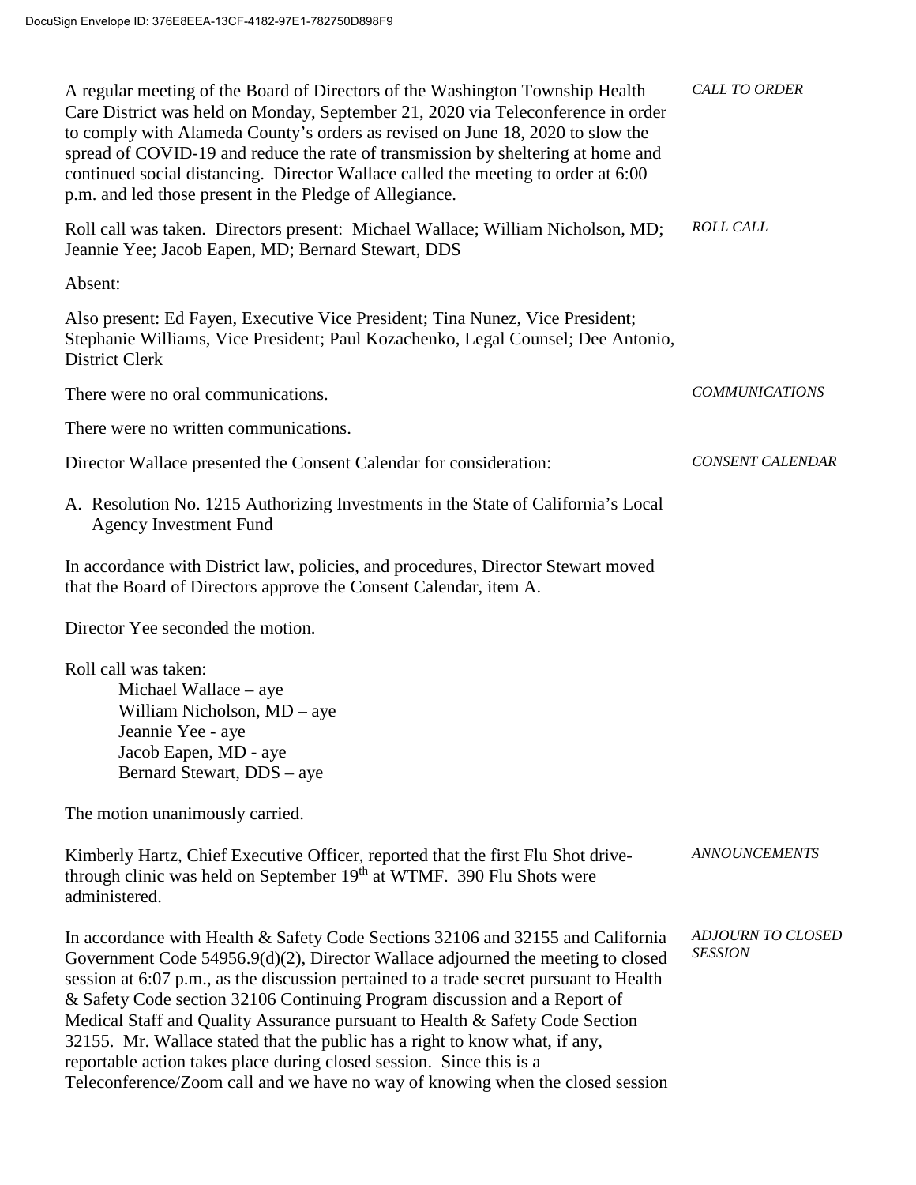DocuSign Envelope ID: 376E8EEA-13CF-4182-97E1-782750D898F9

*CALL TO ORDER*

A regular meeting of the Board of Directors of the Washington Township Health Care District was held on Monday, September 21, 2020 via Teleconference in order to comply with Alameda County's orders as revised on June 18, 2020 to slow the spread of COVID-19 and reduce the rate of transmission by sheltering at home and continued social distancing. Director Wallace called the meeting to order at 6:00 p.m. and led those present in the Pledge of Allegiance.

*ROLL CALL*

Roll call was taken. Directors present: Michael Wallace; William Nicholson, MD; Jeannie Yee; Jacob Eapen, MD; Bernard Stewart, DDS

Absent:

Also present: Ed Fayen, Executive Vice President; Tina Nunez, Vice President; Stephanie Williams, Vice President; Paul Kozachenko, Legal Counsel; Dee Antonio, District Clerk

*COMMUNICATIONS*

There were no oral communications.

There were no written communications.

*CONSENT CALENDAR*

Director Wallace presented the Consent Calendar for consideration:

A. Resolution No. 1215 Authorizing Investments in the State of California's Local Agency Investment Fund

In accordance with District law, policies, and procedures, Director Stewart moved that the Board of Directors approve the Consent Calendar, item A.

Director Yee seconded the motion.

Roll call was taken:

- Michael Wallace – aye
- William Nicholson, MD – aye
- Jeannie Yee - aye
- Jacob Eapen, MD - aye
- Bernard Stewart, DDS – aye

The motion unanimously carried.

*ANNOUNCEMENTS*

Kimberly Hartz, Chief Executive Officer, reported that the first Flu Shot drive-through clinic was held on September 19th at WTMF. 390 Flu Shots were administered.

*ADJOURN TO CLOSED SESSION*

In accordance with Health & Safety Code Sections 32106 and 32155 and California Government Code 54956.9(d)(2), Director Wallace adjourned the meeting to closed session at 6:07 p.m., as the discussion pertained to a trade secret pursuant to Health & Safety Code section 32106 Continuing Program discussion and a Report of Medical Staff and Quality Assurance pursuant to Health & Safety Code Section 32155. Mr. Wallace stated that the public has a right to know what, if any, reportable action takes place during closed session. Since this is a Teleconference/Zoom call and we have no way of knowing when the closed session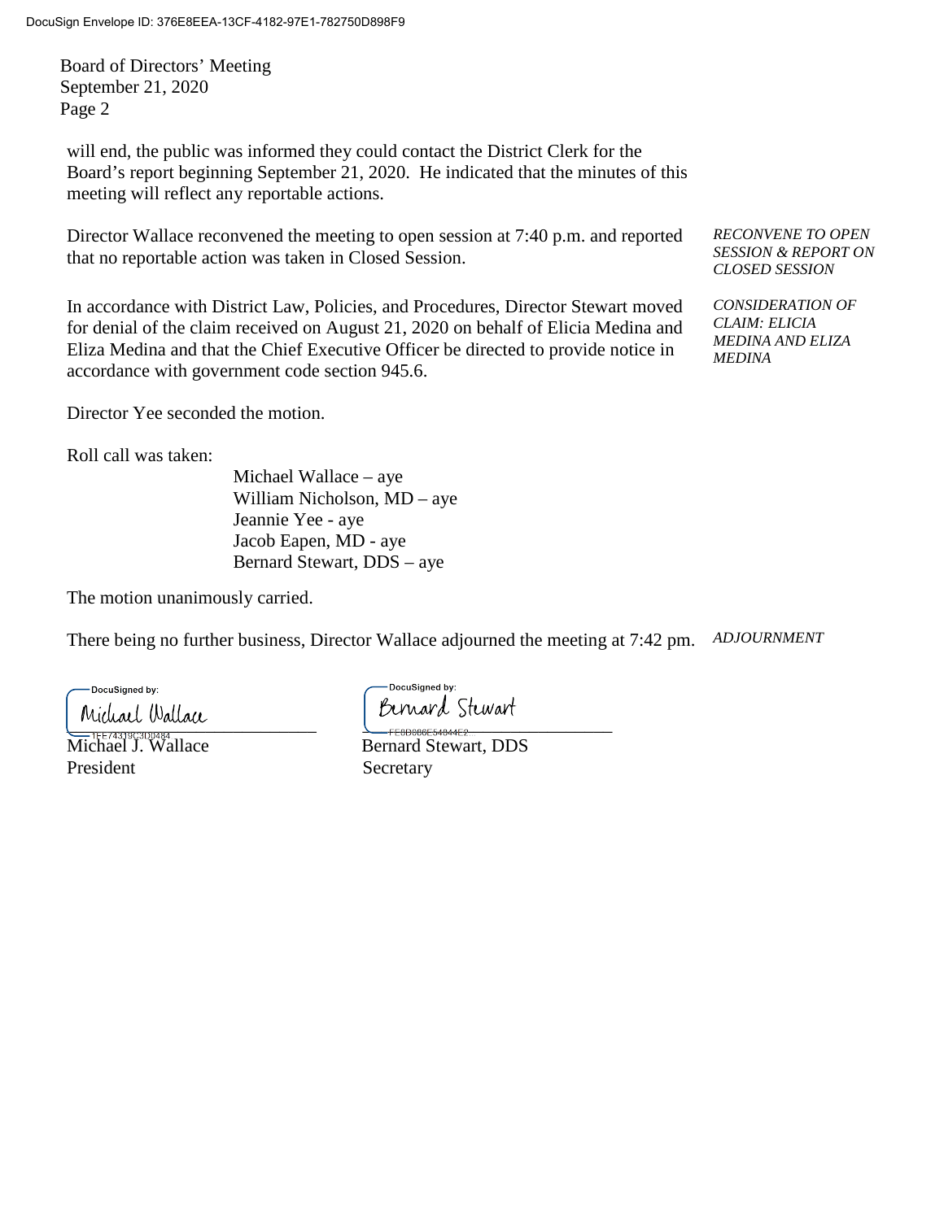will end, the public was informed they could contact the District Clerk for the Board's report beginning September 21, 2020. He indicated that the minutes of this meeting will reflect any reportable actions.

*RECONVENE TO OPEN SESSION & REPORT ON CLOSED SESSION*

Director Wallace reconvened the meeting to open session at 7:40 p.m. and reported that no reportable action was taken in Closed Session.

*CONSIDERATION OF CLAIM: ELICIA MEDINA AND ELIZA MEDINA*

In accordance with District Law, Policies, and Procedures, Director Stewart moved for denial of the claim received on August 21, 2020 on behalf of Elicia Medina and Eliza Medina and that the Chief Executive Officer be directed to provide notice in accordance with government code section 945.6.

Director Yee seconded the motion.

Roll call was taken:

Michael Wallace – aye
William Nicholson, MD – aye
Jeannie Yee - aye
Jacob Eapen, MD - aye
Bernard Stewart, DDS – aye

The motion unanimously carried.

*ADJOURNMENT*

There being no further business, Director Wallace adjourned the meeting at 7:42 pm.

DocuSigned by:
Michael Wallace
1EE74319C3D0484
Michael J. Wallace
President

DocuSigned by:
Bernard Stewart
FE8D886E54844E2...
Bernard Stewart, DDS
Secretary